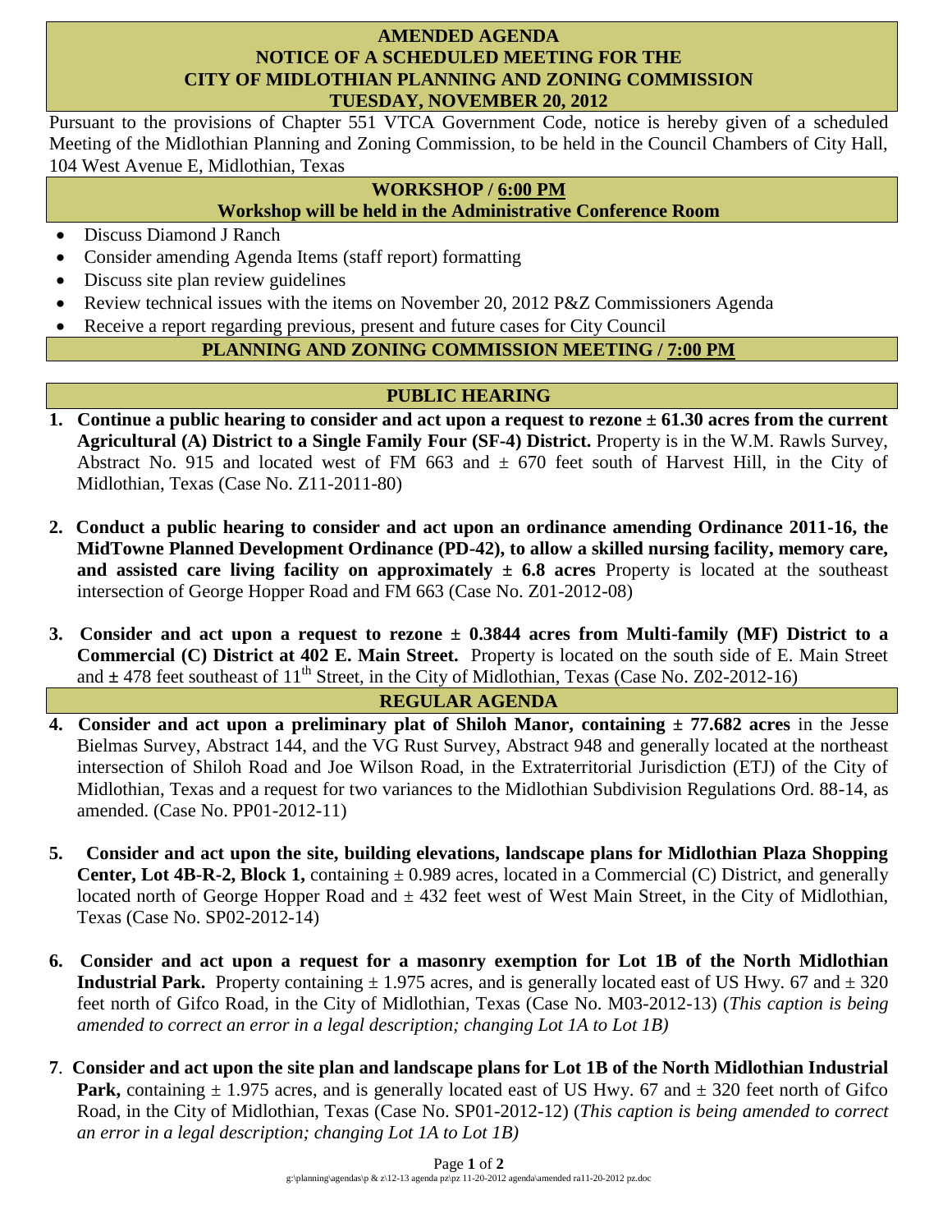# AMENDED AGENDA
# NOTICE OF A SCHEDULED MEETING FOR THE CITY OF MIDLOTHIAN PLANNING AND ZONING COMMISSION
# TUESDAY, NOVEMBER 20, 2012

Pursuant to the provisions of Chapter 551 VTCA Government Code, notice is hereby given of a scheduled Meeting of the Midlothian Planning and Zoning Commission, to be held in the Council Chambers of City Hall, 104 West Avenue E, Midlothian, Texas

## WORKSHOP / 6:00 PM
### Workshop will be held in the Administrative Conference Room

- Discuss Diamond J Ranch
- Consider amending Agenda Items (staff report) formatting
- Discuss site plan review guidelines
- Review technical issues with the items on November 20, 2012 P&Z Commissioners Agenda
- Receive a report regarding previous, present and future cases for City Council

## PLANNING AND ZONING COMMISSION MEETING / 7:00 PM

## PUBLIC HEARING

1. **Continue a public hearing to consider and act upon a request to rezone ± 61.30 acres from the current Agricultural (A) District to a Single Family Four (SF-4) District.** Property is in the W.M. Rawls Survey, Abstract No. 915 and located west of FM 663 and ± 670 feet south of Harvest Hill, in the City of Midlothian, Texas (Case No. Z11-2011-80)

2. **Conduct a public hearing to consider and act upon an ordinance amending Ordinance 2011-16, the MidTowne Planned Development Ordinance (PD-42), to allow a skilled nursing facility, memory care, and assisted care living facility on approximately ± 6.8 acres** Property is located at the southeast intersection of George Hopper Road and FM 663 (Case No. Z01-2012-08)

3. **Consider and act upon a request to rezone ± 0.3844 acres from Multi-family (MF) District to a Commercial (C) District at 402 E. Main Street.** Property is located on the south side of E. Main Street and ± 478 feet southeast of 11th Street, in the City of Midlothian, Texas (Case No. Z02-2012-16)

## REGULAR AGENDA

4. **Consider and act upon a preliminary plat of Shiloh Manor, containing ± 77.682 acres** in the Jesse Bielmas Survey, Abstract 144, and the VG Rust Survey, Abstract 948 and generally located at the northeast intersection of Shiloh Road and Joe Wilson Road, in the Extraterritorial Jurisdiction (ETJ) of the City of Midlothian, Texas and a request for two variances to the Midlothian Subdivision Regulations Ord. 88-14, as amended. (Case No. PP01-2012-11)

5. **Consider and act upon the site, building elevations, landscape plans for Midlothian Plaza Shopping Center, Lot 4B-R-2, Block 1,** containing ± 0.989 acres, located in a Commercial (C) District, and generally located north of George Hopper Road and ± 432 feet west of West Main Street, in the City of Midlothian, Texas (Case No. SP02-2012-14)

6. **Consider and act upon a request for a masonry exemption for Lot 1B of the North Midlothian Industrial Park.** Property containing ± 1.975 acres, and is generally located east of US Hwy. 67 and ± 320 feet north of Gifco Road, in the City of Midlothian, Texas (Case No. M03-2012-13) (*This caption is being amended to correct an error in a legal description; changing Lot 1A to Lot 1B)*

7. **Consider and act upon the site plan and landscape plans for Lot 1B of the North Midlothian Industrial Park,** containing ± 1.975 acres, and is generally located east of US Hwy. 67 and ± 320 feet north of Gifco Road, in the City of Midlothian, Texas (Case No. SP01-2012-12) (*This caption is being amended to correct an error in a legal description; changing Lot 1A to Lot 1B)*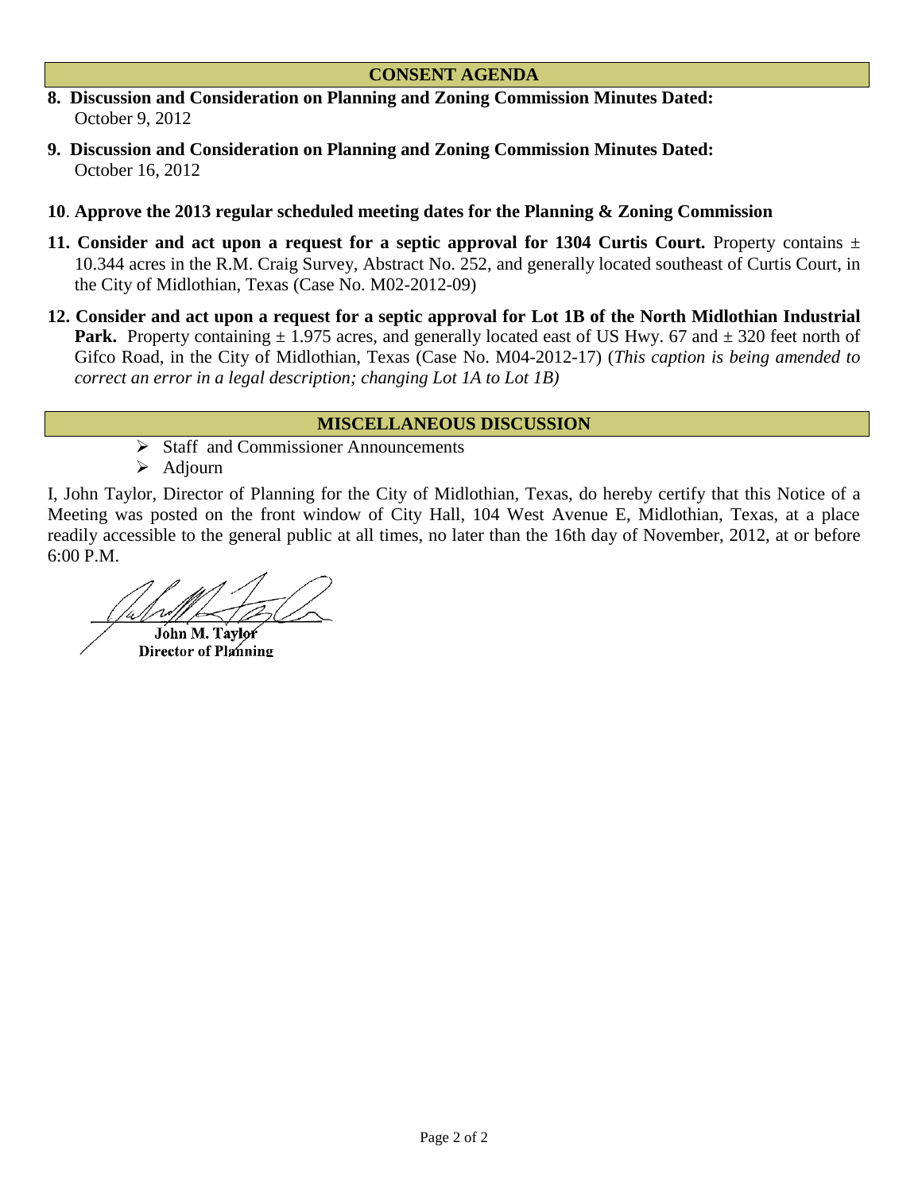## CONSENT AGENDA

**8. Discussion and Consideration on Planning and Zoning Commission Minutes Dated:**
October 9, 2012

**9. Discussion and Consideration on Planning and Zoning Commission Minutes Dated:**
October 16, 2012

**10**. **Approve the 2013 regular scheduled meeting dates for the Planning & Zoning Commission**

**11. Consider and act upon a request for a septic approval for 1304 Curtis Court.** Property contains ± 10.344 acres in the R.M. Craig Survey, Abstract No. 252, and generally located southeast of Curtis Court, in the City of Midlothian, Texas (Case No. M02-2012-09)

**12. Consider and act upon a request for a septic approval for Lot 1B of the North Midlothian Industrial Park.** Property containing ± 1.975 acres, and generally located east of US Hwy. 67 and ± 320 feet north of Gifco Road, in the City of Midlothian, Texas (Case No. M04-2012-17) (*This caption is being amended to correct an error in a legal description; changing Lot 1A to Lot 1B)*

## MISCELLANEOUS DISCUSSION

- Staff and Commissioner Announcements
- Adjourn

I, John Taylor, Director of Planning for the City of Midlothian, Texas, do hereby certify that this Notice of a Meeting was posted on the front window of City Hall, 104 West Avenue E, Midlothian, Texas, at a place readily accessible to the general public at all times, no later than the 16th day of November, 2012, at or before 6:00 P.M.

**John M. Taylor**
**Director of Planning**